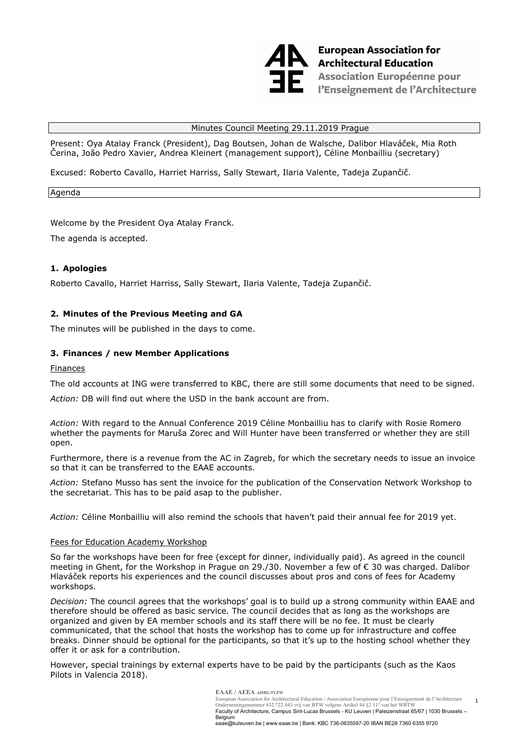Minutes Council Meeting 29.11.2019 Prague

Present: Oya Atalay Franck (President), Dag Boutsen, Johan de Walsche, Dalibor Hlaváček, Mia Roth Čerina, João Pedro Xavier, Andrea Kleinert (management support), Céline Monbailliu (secretary)

Excused: Roberto Cavallo, Harriet Harriss, Sally Stewart, Ilaria Valente, Tadeja Zupančič.

Agenda

Welcome by the President Oya Atalay Franck.

The agenda is accepted.

## 1. Apologies

Roberto Cavallo, Harriet Harriss, Sally Stewart, Ilaria Valente, Tadeja Zupančič.

## 2. Minutes of the Previous Meeting and GA

The minutes will be published in the days to come.

## 3. Finances / new Member Applications

Finances

The old accounts at ING were transferred to KBC, there are still some documents that need to be signed.

*Action:* DB will find out where the USD in the bank account are from.

*Action:* With regard to the Annual Conference 2019 Céline Monbailliu has to clarify with Rosie Romero whether the payments for Maruša Zorec and Will Hunter have been transferred or whether they are still open.

Furthermore, there is a revenue from the AC in Zagreb, for which the secretary needs to issue an invoice so that it can be transferred to the EAAE accounts.

*Action:* Stefano Musso has sent the invoice for the publication of the Conservation Network Workshop to the secretariat. This has to be paid asap to the publisher.

*Action:* Céline Monbailliu will also remind the schools that haven't paid their annual fee for 2019 yet.

Fees for Education Academy Workshop

So far the workshops have been for free (except for dinner, individually paid). As agreed in the council meeting in Ghent, for the Workshop in Prague on 29./30. November a few of € 30 was charged. Dalibor Hlaváček reports his experiences and the council discusses about pros and cons of fees for Academy workshops.

*Decision:* The council agrees that the workshops' goal is to build up a strong community within EAAE and therefore should be offered as basic service. The council decides that as long as the workshops are organized and given by EA member schools and its staff there will be no fee. It must be clearly communicated, that the school that hosts the workshop has to come up for infrastructure and coffee breaks. Dinner should be optional for the participants, so that it's up to the hosting school whether they offer it or ask for a contribution.

However, special trainings by external experts have to be paid by the participants (such as the Kaos Pilots in Valencia 2018).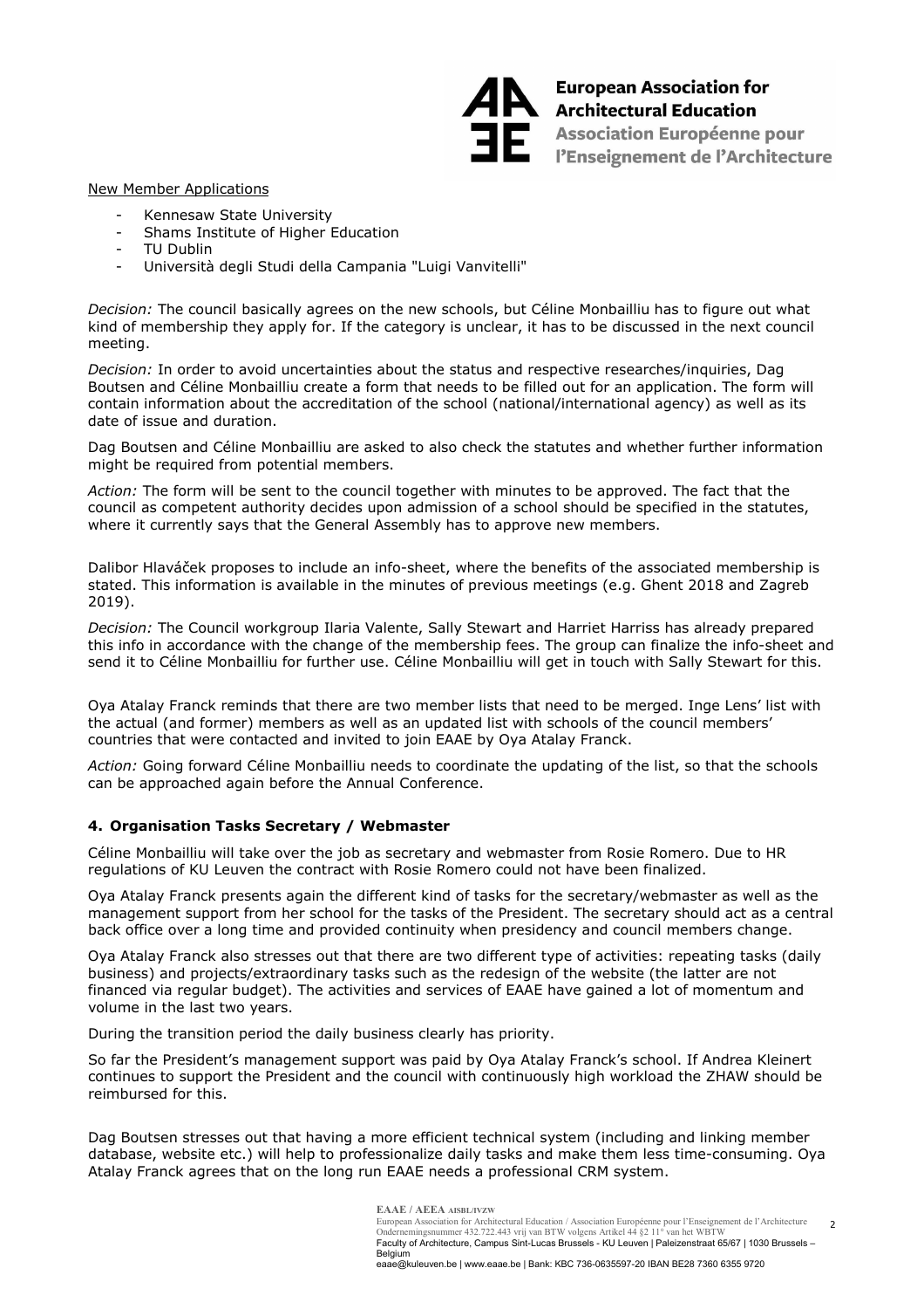New Member Applications

- Kennesaw State University
- Shams Institute of Higher Education
- TU Dublin
- Università degli Studi della Campania "Luigi Vanvitelli"

*Decision:* The council basically agrees on the new schools, but Céline Monbailliu has to figure out what kind of membership they apply for. If the category is unclear, it has to be discussed in the next council meeting.

*Decision:* In order to avoid uncertainties about the status and respective researches/inquiries, Dag Boutsen and Céline Monbailliu create a form that needs to be filled out for an application. The form will contain information about the accreditation of the school (national/international agency) as well as its date of issue and duration.

Dag Boutsen and Céline Monbailliu are asked to also check the statutes and whether further information might be required from potential members.

*Action:* The form will be sent to the council together with minutes to be approved. The fact that the council as competent authority decides upon admission of a school should be specified in the statutes, where it currently says that the General Assembly has to approve new members.

Dalibor Hlaváček proposes to include an info-sheet, where the benefits of the associated membership is stated. This information is available in the minutes of previous meetings (e.g. Ghent 2018 and Zagreb 2019).

*Decision:* The Council workgroup Ilaria Valente, Sally Stewart and Harriet Harriss has already prepared this info in accordance with the change of the membership fees. The group can finalize the info-sheet and send it to Céline Monbailliu for further use. Céline Monbailliu will get in touch with Sally Stewart for this.

Oya Atalay Franck reminds that there are two member lists that need to be merged. Inge Lens' list with the actual (and former) members as well as an updated list with schools of the council members' countries that were contacted and invited to join EAAE by Oya Atalay Franck.

*Action:* Going forward Céline Monbailliu needs to coordinate the updating of the list, so that the schools can be approached again before the Annual Conference.

## 4. Organisation Tasks Secretary / Webmaster

Céline Monbailliu will take over the job as secretary and webmaster from Rosie Romero. Due to HR regulations of KU Leuven the contract with Rosie Romero could not have been finalized.

Oya Atalay Franck presents again the different kind of tasks for the secretary/webmaster as well as the management support from her school for the tasks of the President. The secretary should act as a central back office over a long time and provided continuity when presidency and council members change.

Oya Atalay Franck also stresses out that there are two different type of activities: repeating tasks (daily business) and projects/extraordinary tasks such as the redesign of the website (the latter are not financed via regular budget). The activities and services of EAAE have gained a lot of momentum and volume in the last two years.

During the transition period the daily business clearly has priority.

So far the President's management support was paid by Oya Atalay Franck's school. If Andrea Kleinert continues to support the President and the council with continuously high workload the ZHAW should be reimbursed for this.

Dag Boutsen stresses out that having a more efficient technical system (including and linking member database, website etc.) will help to professionalize daily tasks and make them less time-consuming. Oya Atalay Franck agrees that on the long run EAAE needs a professional CRM system.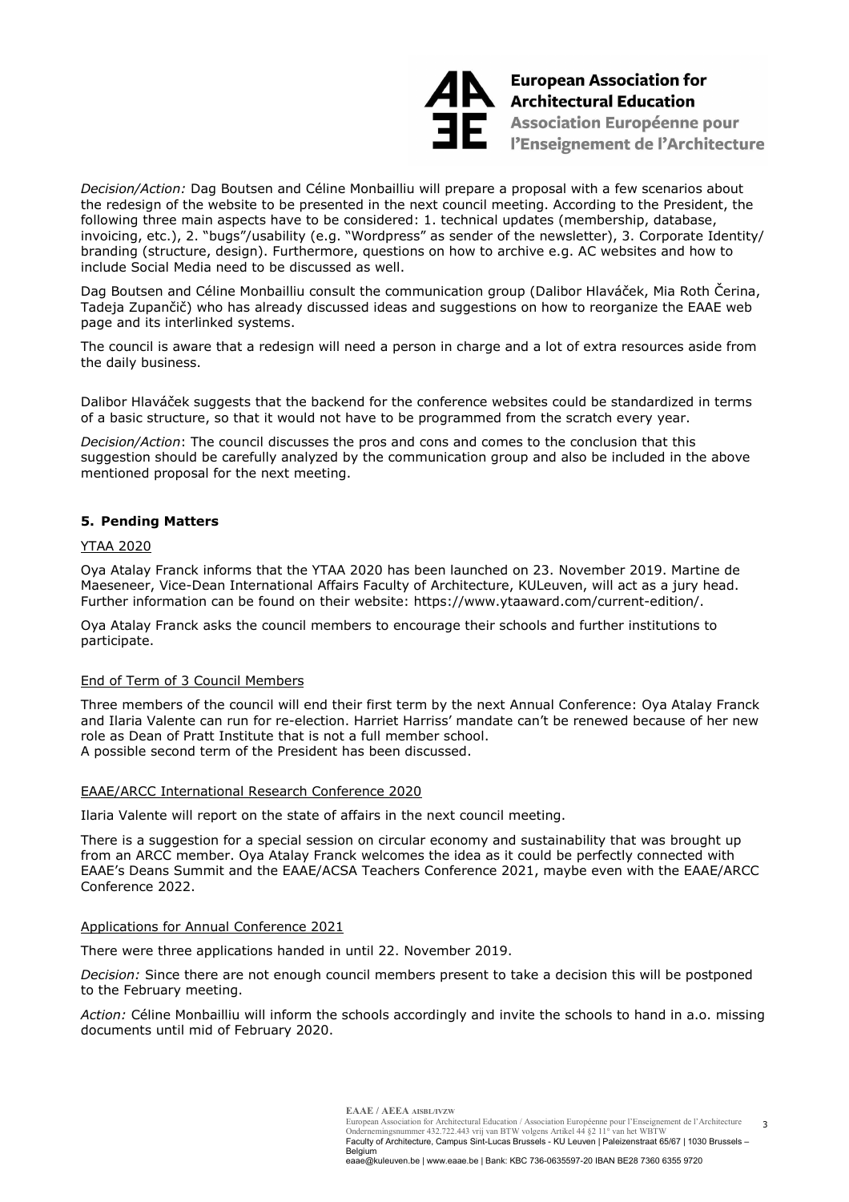*Decision/Action:* Dag Boutsen and Céline Monbailliu will prepare a proposal with a few scenarios about the redesign of the website to be presented in the next council meeting. According to the President, the following three main aspects have to be considered: 1. technical updates (membership, database, invoicing, etc.), 2. "bugs"/usability (e.g. "Wordpress" as sender of the newsletter), 3. Corporate Identity/ branding (structure, design). Furthermore, questions on how to archive e.g. AC websites and how to include Social Media need to be discussed as well.

Dag Boutsen and Céline Monbailliu consult the communication group (Dalibor Hlaváček, Mia Roth Čerina, Tadeja Zupančič) who has already discussed ideas and suggestions on how to reorganize the EAAE web page and its interlinked systems.

The council is aware that a redesign will need a person in charge and a lot of extra resources aside from the daily business.

Dalibor Hlaváček suggests that the backend for the conference websites could be standardized in terms of a basic structure, so that it would not have to be programmed from the scratch every year.

*Decision/Action*: The council discusses the pros and cons and comes to the conclusion that this suggestion should be carefully analyzed by the communication group and also be included in the above mentioned proposal for the next meeting.

## 5. Pending Matters

YTAA 2020

Oya Atalay Franck informs that the YTAA 2020 has been launched on 23. November 2019. Martine de Maeseneer, Vice-Dean International Affairs Faculty of Architecture, KULeuven, will act as a jury head. Further information can be found on their website: https://www.ytaaward.com/current-edition/.

Oya Atalay Franck asks the council members to encourage their schools and further institutions to participate.

End of Term of 3 Council Members

Three members of the council will end their first term by the next Annual Conference: Oya Atalay Franck and Ilaria Valente can run for re-election. Harriet Harriss' mandate can't be renewed because of her new role as Dean of Pratt Institute that is not a full member school.
A possible second term of the President has been discussed.

EAAE/ARCC International Research Conference 2020

Ilaria Valente will report on the state of affairs in the next council meeting.

There is a suggestion for a special session on circular economy and sustainability that was brought up from an ARCC member. Oya Atalay Franck welcomes the idea as it could be perfectly connected with EAAE's Deans Summit and the EAAE/ACSA Teachers Conference 2021, maybe even with the EAAE/ARCC Conference 2022.

Applications for Annual Conference 2021

There were three applications handed in until 22. November 2019.

*Decision:* Since there are not enough council members present to take a decision this will be postponed to the February meeting.

*Action:* Céline Monbailliu will inform the schools accordingly and invite the schools to hand in a.o. missing documents until mid of February 2020.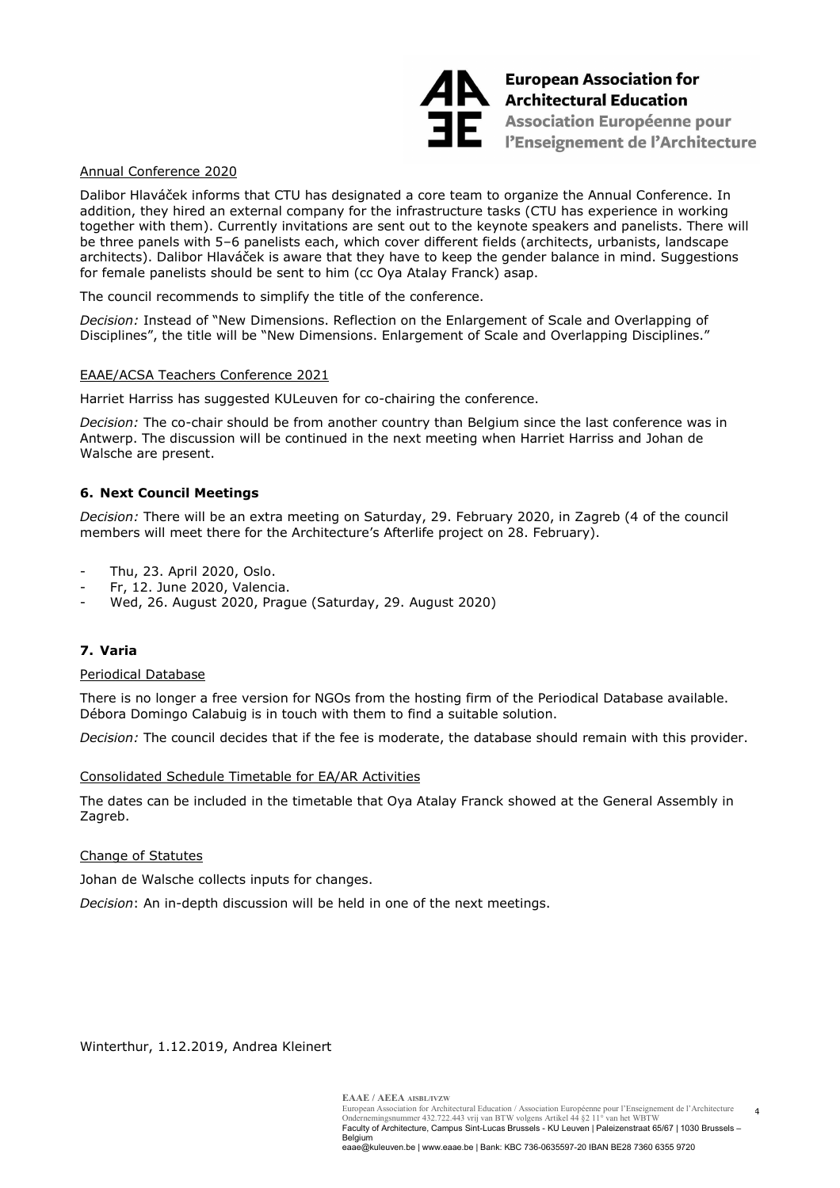Annual Conference 2020

Dalibor Hlaváček informs that CTU has designated a core team to organize the Annual Conference. In addition, they hired an external company for the infrastructure tasks (CTU has experience in working together with them). Currently invitations are sent out to the keynote speakers and panelists. There will be three panels with 5–6 panelists each, which cover different fields (architects, urbanists, landscape architects). Dalibor Hlaváček is aware that they have to keep the gender balance in mind. Suggestions for female panelists should be sent to him (cc Oya Atalay Franck) asap.

The council recommends to simplify the title of the conference.

*Decision:* Instead of "New Dimensions. Reflection on the Enlargement of Scale and Overlapping of Disciplines", the title will be "New Dimensions. Enlargement of Scale and Overlapping Disciplines."

EAAE/ACSA Teachers Conference 2021

Harriet Harriss has suggested KULeuven for co-chairing the conference.

*Decision:* The co-chair should be from another country than Belgium since the last conference was in Antwerp. The discussion will be continued in the next meeting when Harriet Harriss and Johan de Walsche are present.

## 6. Next Council Meetings

*Decision:* There will be an extra meeting on Saturday, 29. February 2020, in Zagreb (4 of the council members will meet there for the Architecture's Afterlife project on 28. February).

- Thu, 23. April 2020, Oslo.
- Fr, 12. June 2020, Valencia.
- Wed, 26. August 2020, Prague (Saturday, 29. August 2020)

## 7. Varia

Periodical Database

There is no longer a free version for NGOs from the hosting firm of the Periodical Database available. Débora Domingo Calabuig is in touch with them to find a suitable solution.

*Decision:* The council decides that if the fee is moderate, the database should remain with this provider.

Consolidated Schedule Timetable for EA/AR Activities

The dates can be included in the timetable that Oya Atalay Franck showed at the General Assembly in Zagreb.

Change of Statutes

Johan de Walsche collects inputs for changes.

*Decision*: An in-depth discussion will be held in one of the next meetings.

Winterthur, 1.12.2019, Andrea Kleinert